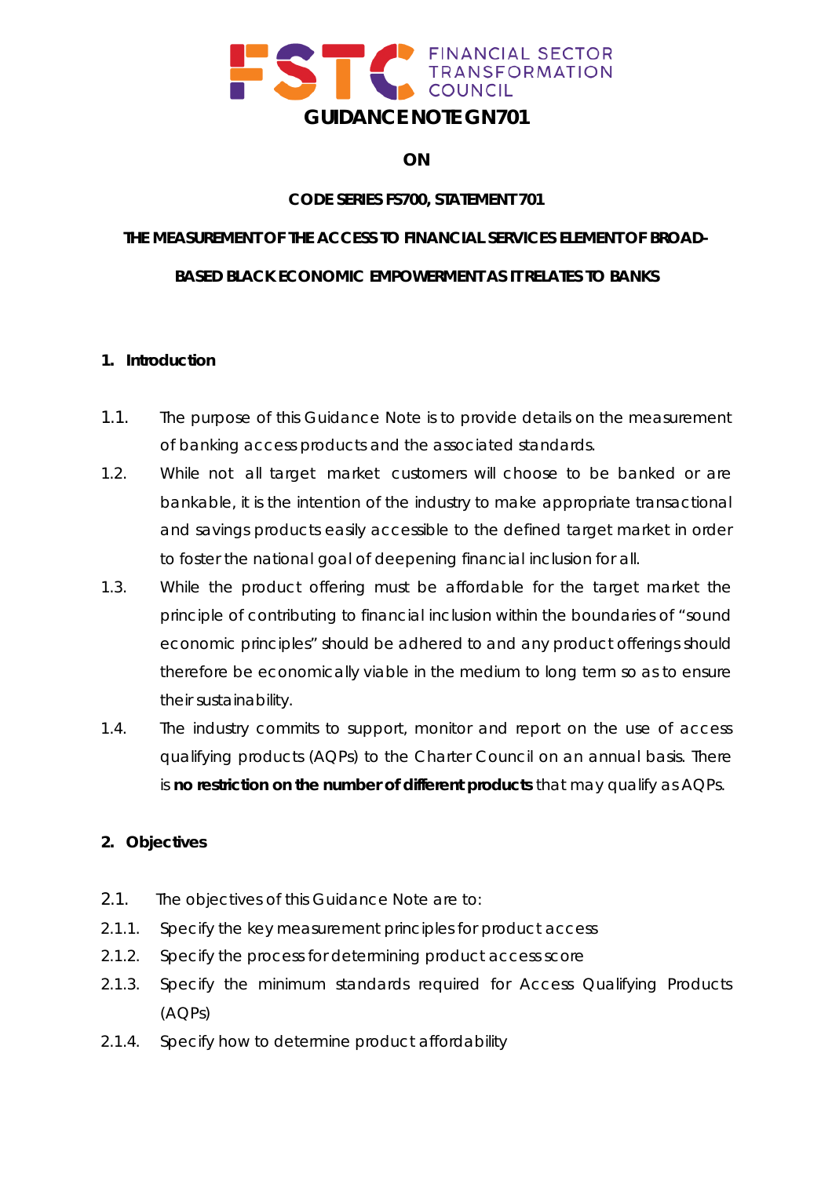FINANCIAL SECTOR TRANSFORMATION COUNCIL

# GUIDANCE NOTE GN701

**ON**

**CODE SERIES FS700, STATEMENT 701**

**THE MEASUREMENT OF THE ACCESS TO FINANCIAL SERVICES ELEMENT OF BROAD-BASED BLACK ECONOMIC EMPOWERMENT AS IT RELATES TO BANKS**

## 1. Introduction

1.1. The purpose of this Guidance Note is to provide details on the measurement of banking access products and the associated standards.

1.2. While not all target market customers will choose to be banked or are bankable, it is the intention of the industry to make appropriate transactional and savings products easily accessible to the defined target market in order to foster the national goal of deepening financial inclusion for all.

1.3. While the product offering must be affordable for the target market the principle of contributing to financial inclusion within the boundaries of "sound economic principles" should be adhered to and any product offerings should therefore be economically viable in the medium to long term so as to ensure their sustainability.

1.4. The industry commits to support, monitor and report on the use of access qualifying products (AQPs) to the Charter Council on an annual basis. There is **no restriction on the number of different products** that may qualify as AQPs.

## 2. Objectives

2.1. The objectives of this Guidance Note are to:

2.1.1. Specify the key measurement principles for product access

2.1.2. Specify the process for determining product access score

2.1.3. Specify the minimum standards required for Access Qualifying Products (AQPs)

2.1.4. Specify how to determine product affordability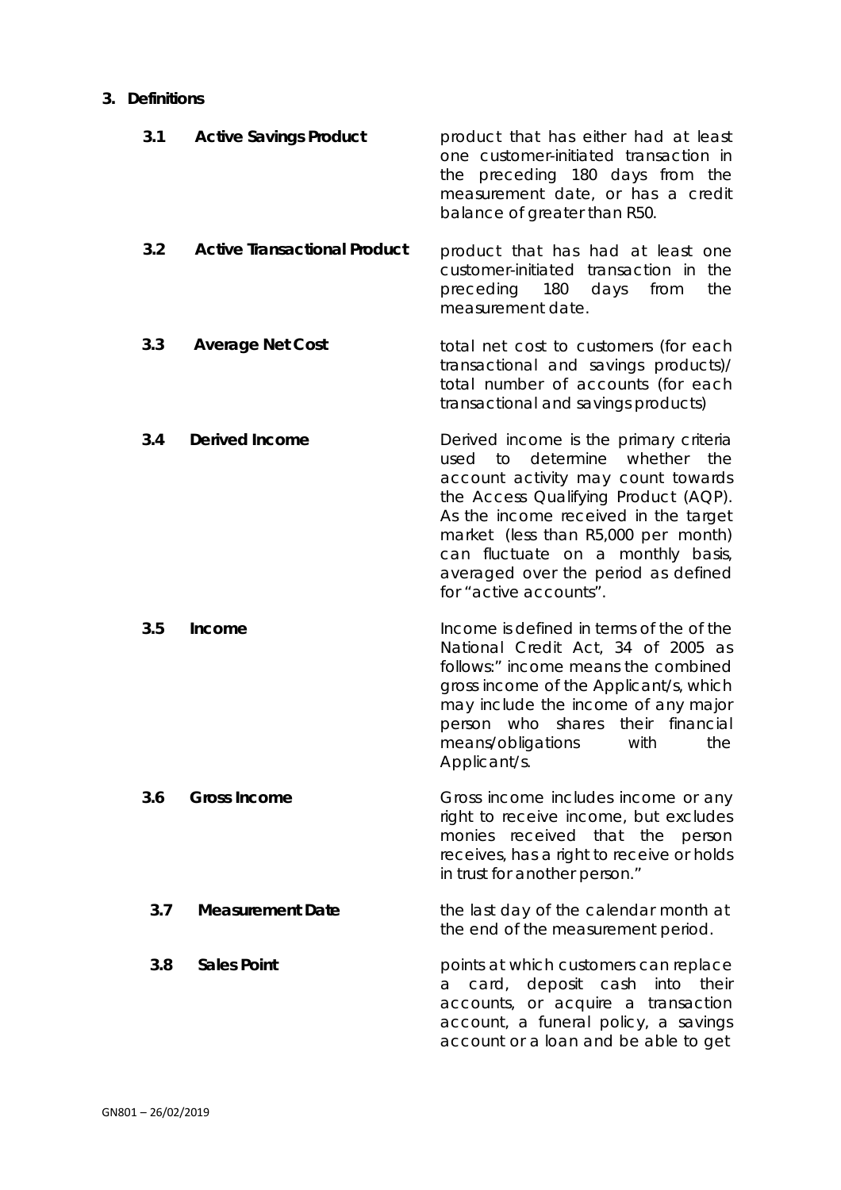## 3. Definitions

| | | |
|---|---|---|
| **3.1** | **Active Savings Product** | product that has either had at least one customer-initiated transaction in the preceding 180 days from the measurement date, or has a credit balance of greater than R50. |
| **3.2** | **Active Transactional Product** | product that has had at least one customer-initiated transaction in the preceding 180 days from the measurement date. |
| **3.3** | **Average Net Cost** | total net cost to customers (for each transactional and savings products)/ total number of accounts (for each transactional and savings products) |
| **3.4** | **Derived Income** | Derived income is the primary criteria used to determine whether the account activity may count towards the Access Qualifying Product (AQP). As the income received in the target market (less than R5,000 per month) can fluctuate on a monthly basis, averaged over the period as defined for "active accounts". |
| **3.5** | **Income** | Income is defined in terms of the of the National Credit Act, 34 of 2005 as follows:" income means the combined gross income of the Applicant/s, which may include the income of any major person who shares their financial means/obligations with the Applicant/s. |
| **3.6** | **Gross Income** | Gross income includes income or any right to receive income, but excludes monies received that the person receives, has a right to receive or holds in trust for another person." |
| **3.7** | **Measurement Date** | the last day of the calendar month at the end of the measurement period. |
| **3.8** | **Sales Point** | points at which customers can replace a card, deposit cash into their accounts, or acquire a transaction account, a funeral policy, a savings account or a loan and be able to get |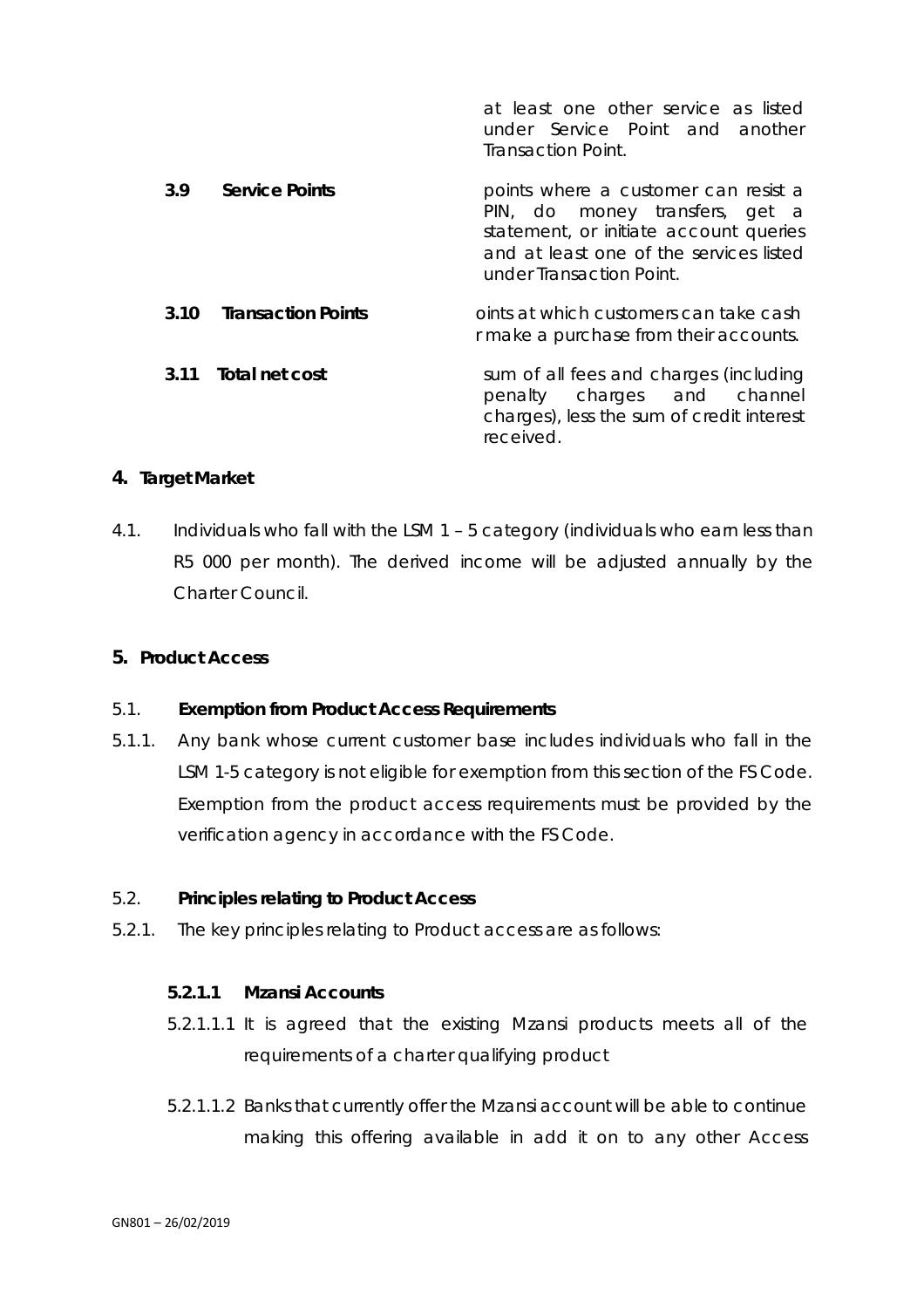| | |
|---|---|
| | at least one other service as listed under Service Point and another Transaction Point. |
| **3.9 Service Points** | points where a customer can resist a PIN, do money transfers, get a statement, or initiate account queries and at least one of the services listed under Transaction Point. |
| **3.10 Transaction Points** | oints at which customers can take cash r make a purchase from their accounts. |
| **3.11 Total net cost** | sum of all fees and charges (including penalty charges and channel charges), less the sum of credit interest received. |

## 4. Target Market

4.1. Individuals who fall with the LSM 1 – 5 category (individuals who earn less than R5 000 per month). The derived income will be adjusted annually by the Charter Council.

## 5. Product Access

### 5.1. Exemption from Product Access Requirements

5.1.1. Any bank whose current customer base includes individuals who fall in the LSM 1-5 category is not eligible for exemption from this section of the FS Code. Exemption from the product access requirements must be provided by the verification agency in accordance with the FS Code.

### 5.2. Principles relating to Product Access

5.2.1. The key principles relating to Product access are as follows:

#### 5.2.1.1 Mzansi Accounts

5.2.1.1.1 It is agreed that the existing Mzansi products meets all of the requirements of a charter qualifying product

5.2.1.1.2 Banks that currently offer the Mzansi account will be able to continue making this offering available in add it on to any other Access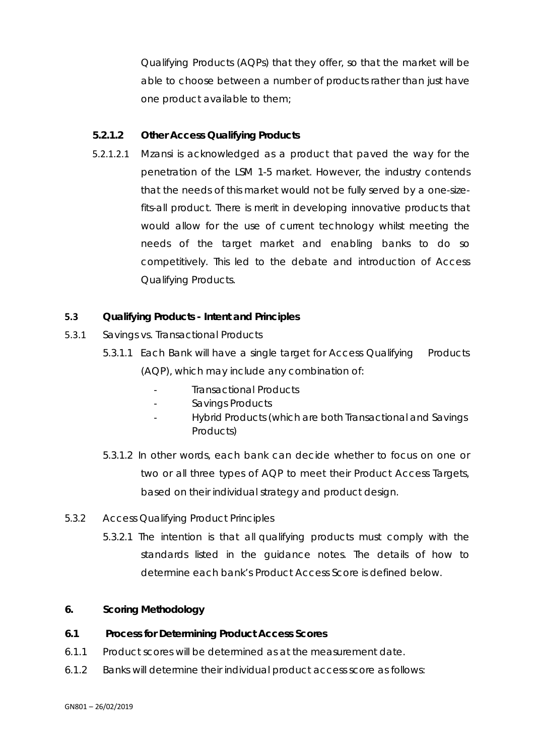Qualifying Products (AQPs) that they offer, so that the market will be able to choose between a number of products rather than just have one product available to them;

#### 5.2.1.2 Other Access Qualifying Products

5.2.1.2.1 Mzansi is acknowledged as a product that paved the way for the penetration of the LSM 1-5 market. However, the industry contends that the needs of this market would not be fully served by a one-size-fits-all product. There is merit in developing innovative products that would allow for the use of current technology whilst meeting the needs of the target market and enabling banks to do so competitively. This led to the debate and introduction of Access Qualifying Products.

### 5.3 Qualifying Products - Intent and Principles

5.3.1 Savings vs. Transactional Products

5.3.1.1 Each Bank will have a single target for Access Qualifying Products (AQP), which may include any combination of:

- Transactional Products
- Savings Products
- Hybrid Products (which are both Transactional and Savings Products)

5.3.1.2 In other words, each bank can decide whether to focus on one or two or all three types of AQP to meet their Product Access Targets, based on their individual strategy and product design.

5.3.2 Access Qualifying Product Principles

5.3.2.1 The intention is that all qualifying products must comply with the standards listed in the guidance notes. The details of how to determine each bank's Product Access Score is defined below.

## 6. Scoring Methodology

### 6.1 Process for Determining Product Access Scores

6.1.1 Product scores will be determined as at the measurement date.

6.1.2 Banks will determine their individual product access score as follows: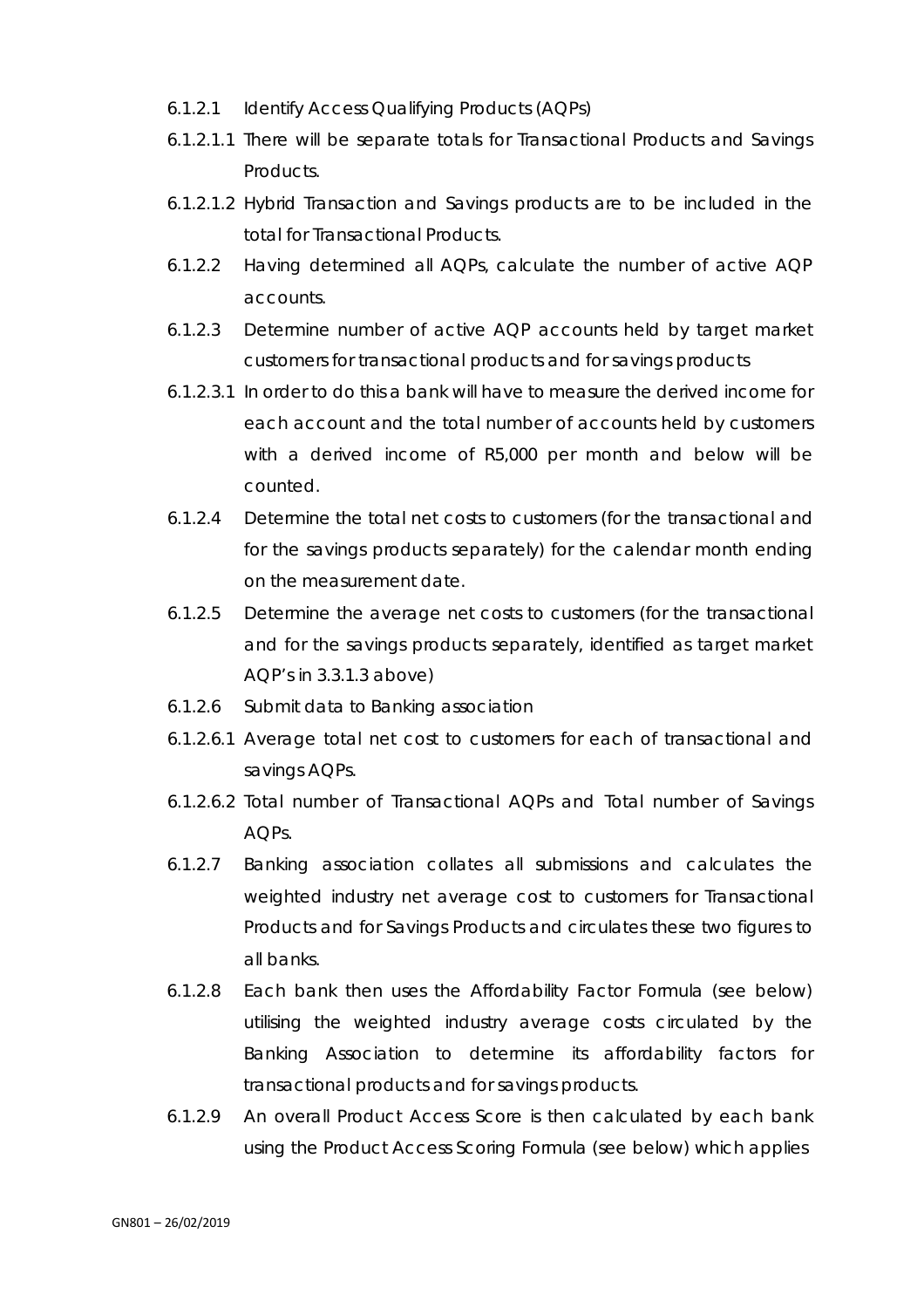6.1.2.1 Identify Access Qualifying Products (AQPs)

6.1.2.1.1 There will be separate totals for Transactional Products and Savings Products.

6.1.2.1.2 Hybrid Transaction and Savings products are to be included in the total for Transactional Products.

6.1.2.2 Having determined all AQPs, calculate the number of active AQP accounts.

6.1.2.3 Determine number of active AQP accounts held by target market customers for transactional products and for savings products

6.1.2.3.1 In order to do this a bank will have to measure the derived income for each account and the total number of accounts held by customers with a derived income of R5,000 per month and below will be counted.

6.1.2.4 Determine the total net costs to customers (for the transactional and for the savings products separately) for the calendar month ending on the measurement date.

6.1.2.5 Determine the average net costs to customers (for the transactional and for the savings products separately, identified as target market AQP's in 3.3.1.3 above)

6.1.2.6 Submit data to Banking association

6.1.2.6.1 Average total net cost to customers for each of transactional and savings AQPs.

6.1.2.6.2 Total number of Transactional AQPs and Total number of Savings AQPs.

6.1.2.7 Banking association collates all submissions and calculates the weighted industry net average cost to customers for Transactional Products and for Savings Products and circulates these two figures to all banks.

6.1.2.8 Each bank then uses the Affordability Factor Formula (see below) utilising the weighted industry average costs circulated by the Banking Association to determine its affordability factors for transactional products and for savings products.

6.1.2.9 An overall Product Access Score is then calculated by each bank using the Product Access Scoring Formula (see below) which applies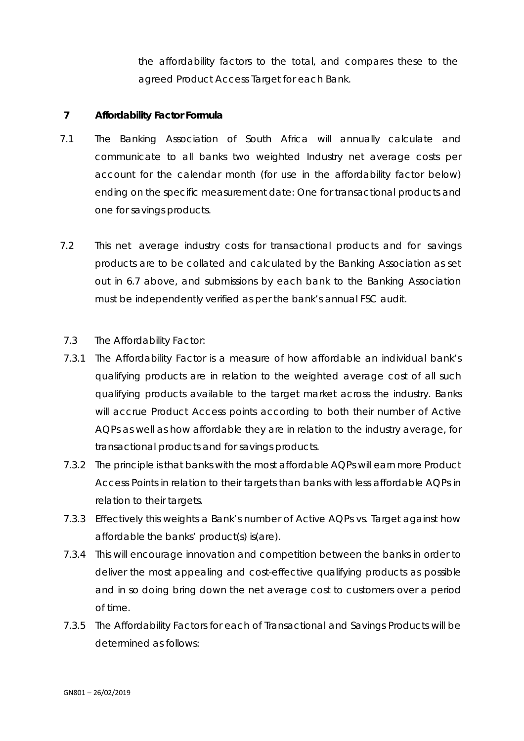the affordability factors to the total, and compares these to the agreed Product Access Target for each Bank.

## 7 Affordability Factor Formula

7.1 The Banking Association of South Africa will annually calculate and communicate to all banks two weighted Industry net average costs per account for the calendar month (for use in the affordability factor below) ending on the specific measurement date: One for transactional products and one for savings products.

7.2 This net average industry costs for transactional products and for savings products are to be collated and calculated by the Banking Association as set out in 6.7 above, and submissions by each bank to the Banking Association must be independently verified as per the bank's annual FSC audit.

7.3 The Affordability Factor:

7.3.1 The Affordability Factor is a measure of how affordable an individual bank's qualifying products are in relation to the weighted average cost of all such qualifying products available to the target market across the industry. Banks will accrue Product Access points according to both their number of Active AQPs as well as how affordable they are in relation to the industry average, for transactional products and for savings products.

7.3.2 The principle is that banks with the most affordable AQPs will earn more Product Access Points in relation to their targets than banks with less affordable AQPs in relation to their targets.

7.3.3 Effectively this weights a Bank's number of Active AQPs vs. Target against how affordable the banks' product(s) is(are).

7.3.4 This will encourage innovation and competition between the banks in order to deliver the most appealing and cost-effective qualifying products as possible and in so doing bring down the net average cost to customers over a period of time.

7.3.5 The Affordability Factors for each of Transactional and Savings Products will be determined as follows: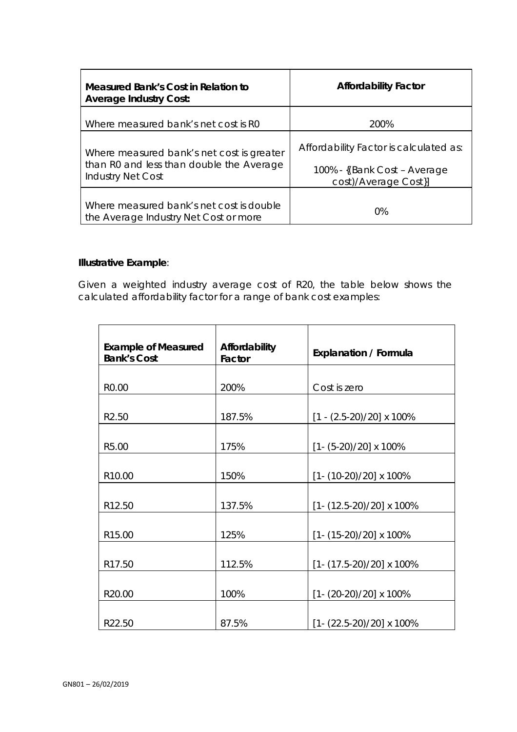| Measured Bank's Cost in Relation to Average Industry Cost: | Affordability Factor |
|---|---|
| Where measured bank's net cost is R0 | 200% |
| Where measured bank's net cost is greater than R0 and less than double the Average Industry Net Cost | Affordability Factor is calculated as: 100% - {(Bank Cost – Average cost)/Average Cost}] |
| Where measured bank's net cost is double the Average Industry Net Cost or more | 0% |

**Illustrative Example**:

Given a weighted industry average cost of R20, the table below shows the calculated affordability factor for a range of bank cost examples:

| Example of Measured Bank's Cost | Affordability Factor | Explanation / Formula |
|---|---|---|
| R0.00 | 200% | Cost is zero |
| R2.50 | 187.5% | [1 - (2.5-20)/20] x 100% |
| R5.00 | 175% | [1- (5-20)/20] x 100% |
| R10.00 | 150% | [1- (10-20)/20] x 100% |
| R12.50 | 137.5% | [1- (12.5-20)/20] x 100% |
| R15.00 | 125% | [1- (15-20)/20] x 100% |
| R17.50 | 112.5% | [1- (17.5-20)/20] x 100% |
| R20.00 | 100% | [1- (20-20)/20] x 100% |
| R22.50 | 87.5% | [1- (22.5-20)/20] x 100% |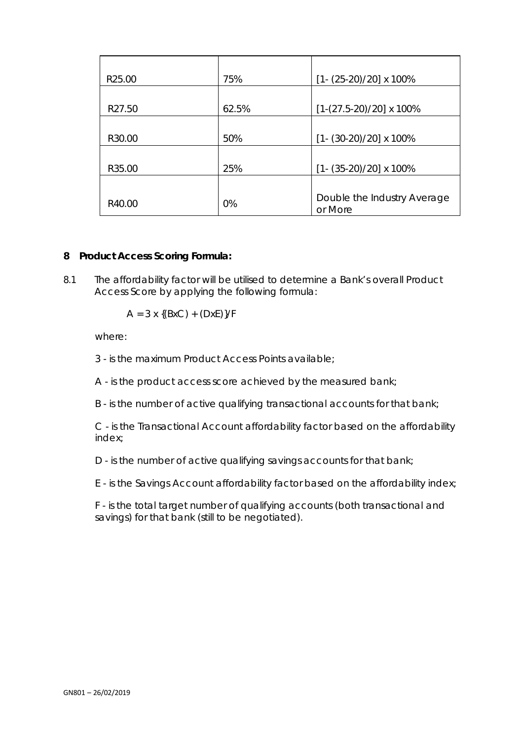| | | |
|---|---|---|
| R25.00 | 75% | [1- (25-20)/20] x 100% |
| R27.50 | 62.5% | [1-(27.5-20)/20] x 100% |
| R30.00 | 50% | [1- (30-20)/20] x 100% |
| R35.00 | 25% | [1- (35-20)/20] x 100% |
| R40.00 | 0% | Double the Industry Average or More |

## 8 Product Access Scoring Formula:

8.1 The affordability factor will be utilised to determine a Bank's overall Product Access Score by applying the following formula:

$$A = 3 \times \{(B \times C) + (D \times E)\}/F$$

where:

3 - is the maximum Product Access Points available;

A - is the product access score achieved by the measured bank;

B - is the number of active qualifying transactional accounts for that bank;

C - is the Transactional Account affordability factor based on the affordability index;

D - is the number of active qualifying savings accounts for that bank;

E - is the Savings Account affordability factor based on the affordability index;

F - is the total target number of qualifying accounts (both transactional and savings) for that bank (still to be negotiated).

GN801 – 26/02/2019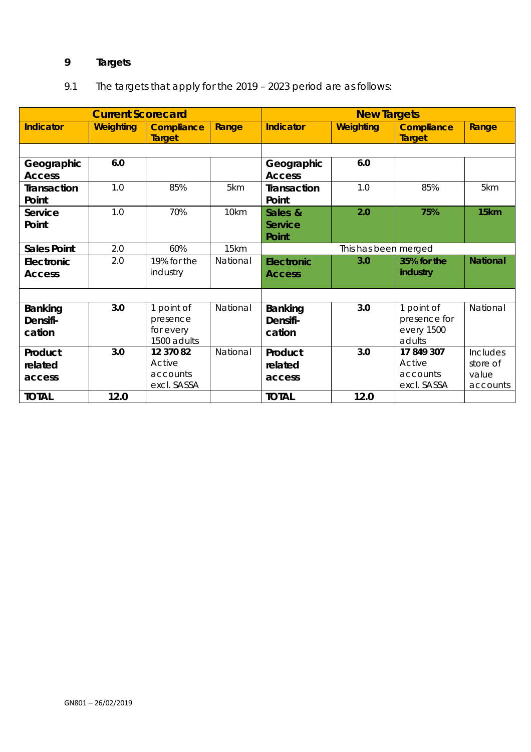## 9 Targets

9.1 The targets that apply for the 2019 – 2023 period are as follows:

| Current Scorecard | | | | New Targets | | | |
|---|---|---|---|---|---|---|---|
| **Indicator** | **Weighting** | **Compliance Target** | **Range** | **Indicator** | **Weighting** | **Compliance Target** | **Range** |
| | | | | | | | |
| **Geographic Access** | **6.0** | | | **Geographic Access** | **6.0** | | |
| **Transaction Point** | 1.0 | 85% | 5km | **Transaction Point** | 1.0 | 85% | 5km |
| **Service Point** | 1.0 | 70% | 10km | **Sales & Service Point** | **2.0** | **75%** | **15km** |
| **Sales Point** | 2.0 | 60% | 15km | This has been merged | | | |
| **Electronic Access** | 2.0 | 19% for the industry | National | **Electronic Access** | **3.0** | **35% for the industry** | **National** |
| | | | | | | | |
| **Banking Densifi-cation** | **3.0** | 1 point of presence for every 1500 adults | National | **Banking Densifi-cation** | **3.0** | 1 point of presence for every 1500 adults | National |
| **Product related access** | **3.0** | **12 370 82** Active accounts excl. SASSA | National | **Product related access** | **3.0** | **17 849 307** Active accounts excl. SASSA | Includes store of value accounts |
| **TOTAL** | **12.0** | | | **TOTAL** | **12.0** | | |

GN801 – 26/02/2019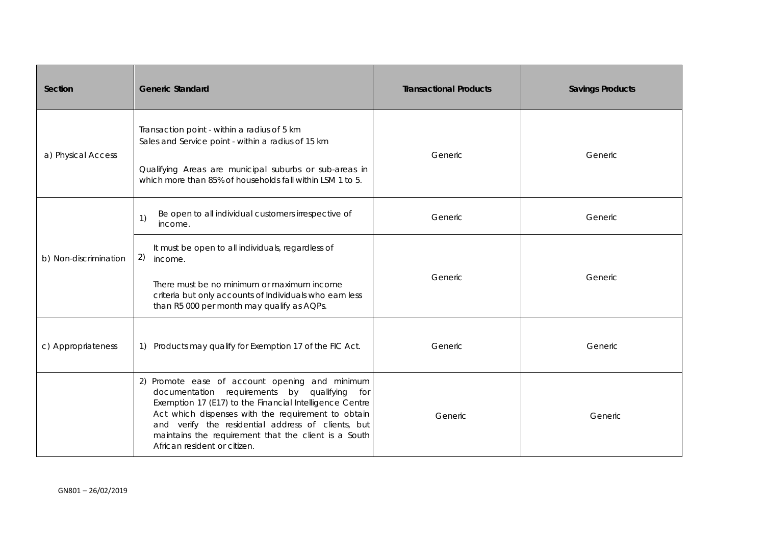| Section | Generic Standard | Transactional Products | Savings Products |
|---|---|---|---|
| a) Physical Access | Transaction point - within a radius of 5 km<br>Sales and Service point - within a radius of 15 km<br><br>Qualifying Areas are municipal suburbs or sub-areas in which more than 85% of households fall within LSM 1 to 5. | Generic | Generic |
| b) Non-discrimination | 1) Be open to all individual customers irrespective of income. | Generic | Generic |
| | 2) It must be open to all individuals, regardless of income.<br><br>There must be no minimum or maximum income criteria but only accounts of Individuals who earn less than R5 000 per month may qualify as AQPs. | Generic | Generic |
| c) Appropriateness | 1) Products may qualify for Exemption 17 of the FIC Act. | Generic | Generic |
| | 2) Promote ease of account opening and minimum documentation requirements by qualifying for Exemption 17 (E17) to the Financial Intelligence Centre Act which dispenses with the requirement to obtain and verify the residential address of clients, but maintains the requirement that the client is a South African resident or citizen. | Generic | Generic |

GN801 – 26/02/2019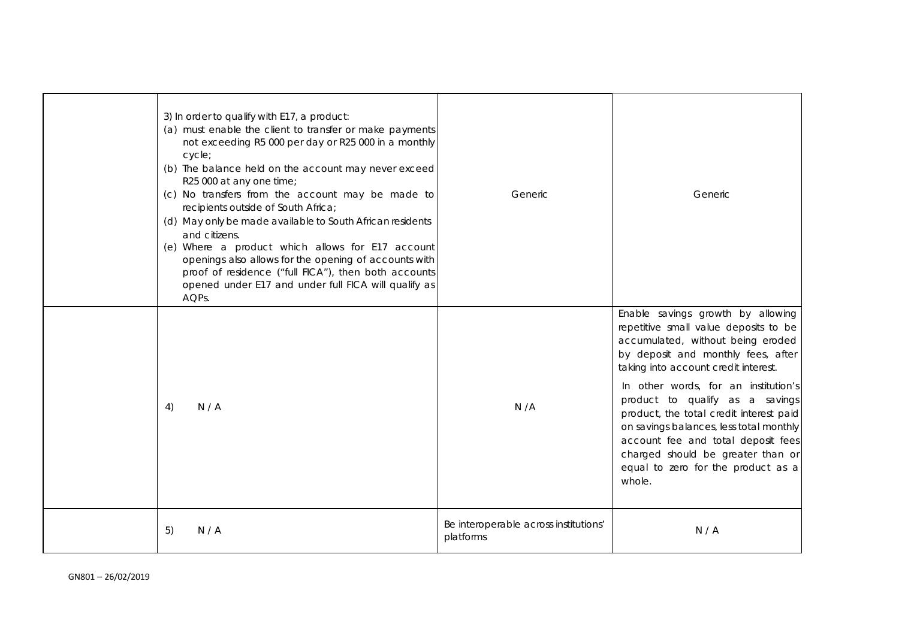| | | | |
|---|---|---|---|
| | 3) In order to qualify with E17, a product:<br>(a) must enable the client to transfer or make payments not exceeding R5 000 per day or R25 000 in a monthly cycle;<br>(b) The balance held on the account may never exceed R25 000 at any one time;<br>(c) No transfers from the account may be made to recipients outside of South Africa;<br>(d) May only be made available to South African residents and citizens.<br>(e) Where a product which allows for E17 account openings also allows for the opening of accounts with proof of residence ("full FICA"), then both accounts opened under E17 and under full FICA will qualify as AQPs. | Generic | Generic |
| | 4) N / A | N /A | Enable savings growth by allowing repetitive small value deposits to be accumulated, without being eroded by deposit and monthly fees, after taking into account credit interest.<br><br>In other words, for an institution's product to qualify as a savings product, the total credit interest paid on savings balances, less total monthly account fee and total deposit fees charged should be greater than or equal to zero for the product as a whole. |
| | 5) N / A | Be interoperable across institutions' platforms | N / A |

GN801 – 26/02/2019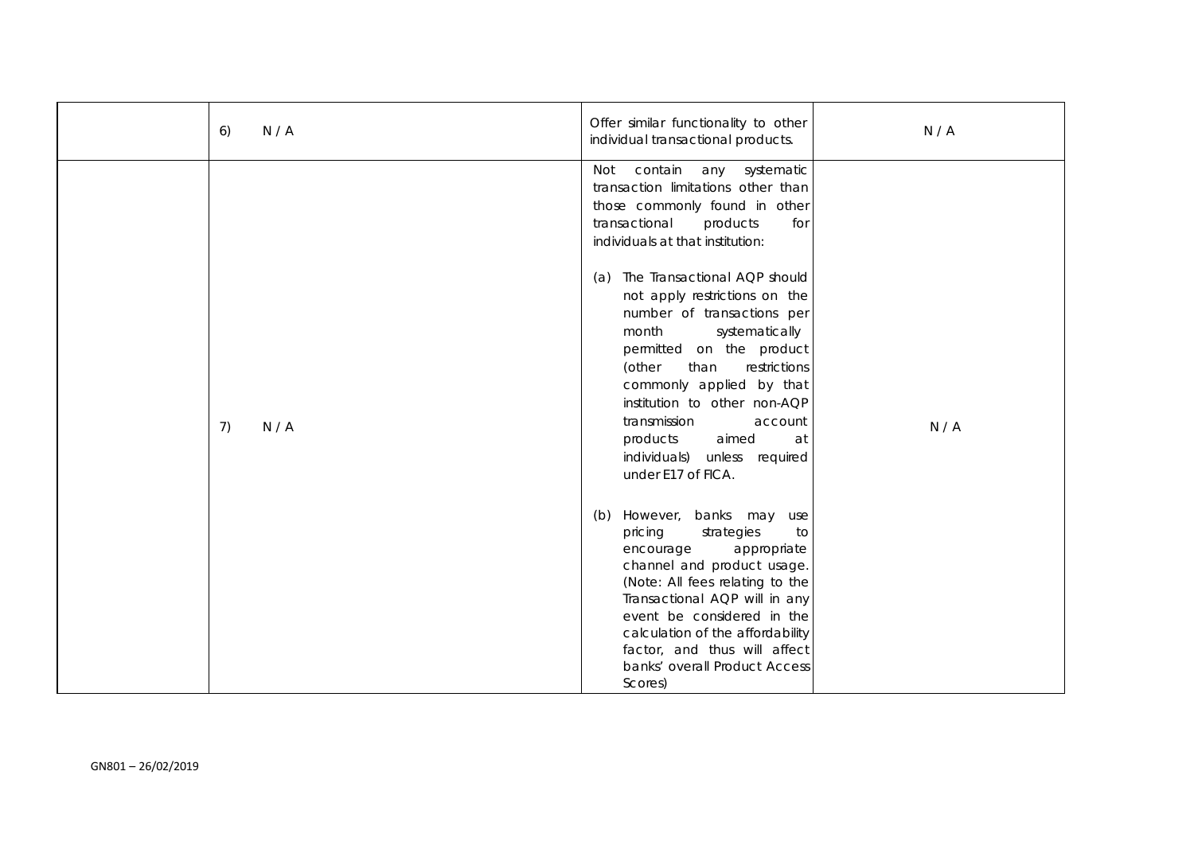|  |  |  |  |
| --- | --- | --- | --- |
|  | 6) N / A | Offer similar functionality to other individual transactional products. | N / A |
|  | 7) N / A | Not contain any systematic transaction limitations other than those commonly found in other transactional products for individuals at that institution:<br><br>(a) The Transactional AQP should not apply restrictions on the number of transactions per month systematically permitted on the product (other than restrictions commonly applied by that institution to other non-AQP transmission account products aimed at individuals) unless required under E17 of FICA.<br><br>(b) However, banks may use pricing strategies to encourage appropriate channel and product usage. (Note: All fees relating to the Transactional AQP will in any event be considered in the calculation of the affordability factor, and thus will affect banks' overall Product Access Scores) | N / A |

GN801 – 26/02/2019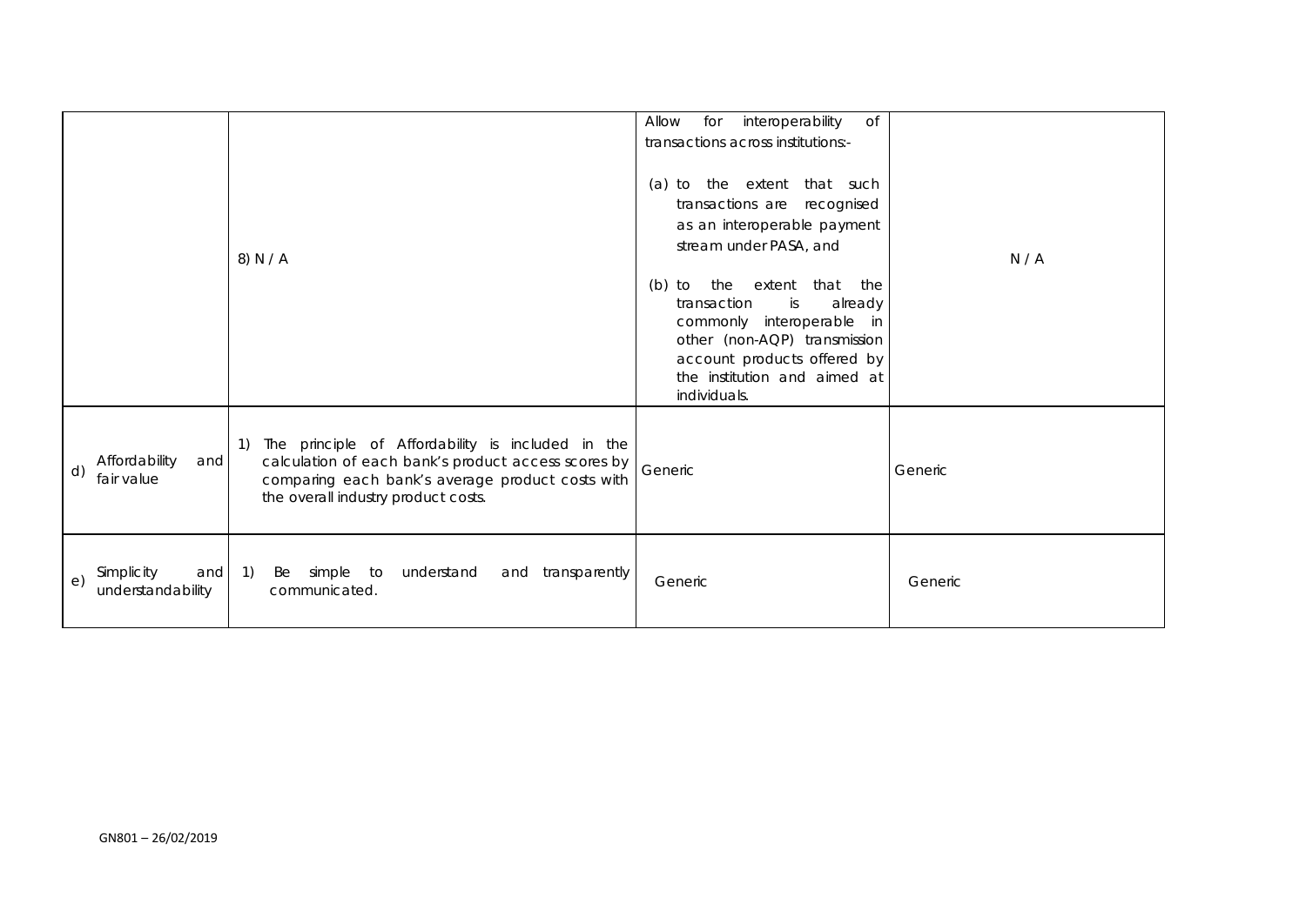| | | | |
|---|---|---|---|
| | 8) N / A | Allow for interoperability of transactions across institutions:-<br><br>(a) to the extent that such transactions are recognised as an interoperable payment stream under PASA, and<br><br>(b) to the extent that the transaction is already commonly interoperable in other (non-AQP) transmission account products offered by the institution and aimed at individuals. | N / A |
| d) Affordability and fair value | 1) The principle of Affordability is included in the calculation of each bank's product access scores by comparing each bank's average product costs with the overall industry product costs. | Generic | Generic |
| e) Simplicity and understandability | 1) Be simple to understand and transparently communicated. | Generic | Generic |

GN801 – 26/02/2019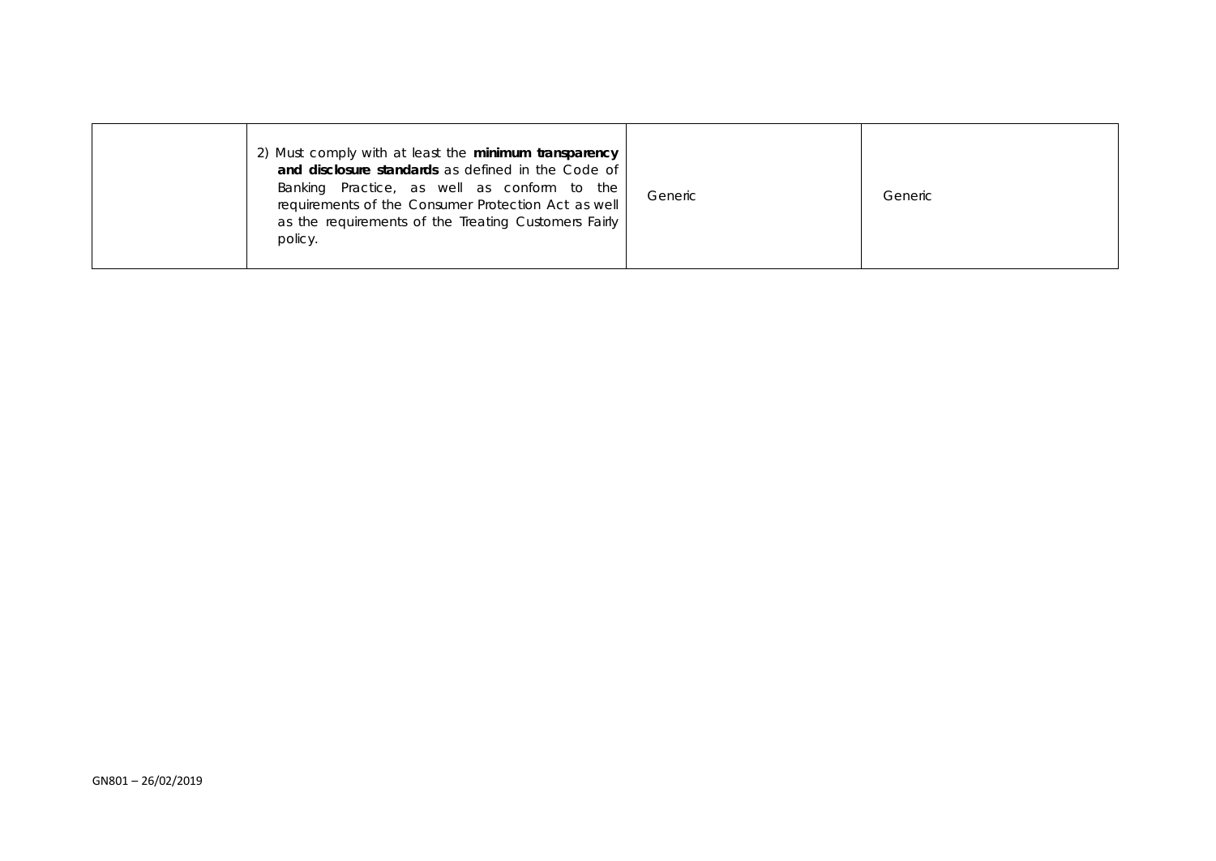| | | | |
|---|---|---|---|
| | 2) Must comply with at least the **minimum transparency and disclosure standards** as defined in the Code of Banking Practice, as well as conform to the requirements of the Consumer Protection Act as well as the requirements of the Treating Customers Fairly policy. | Generic | Generic |